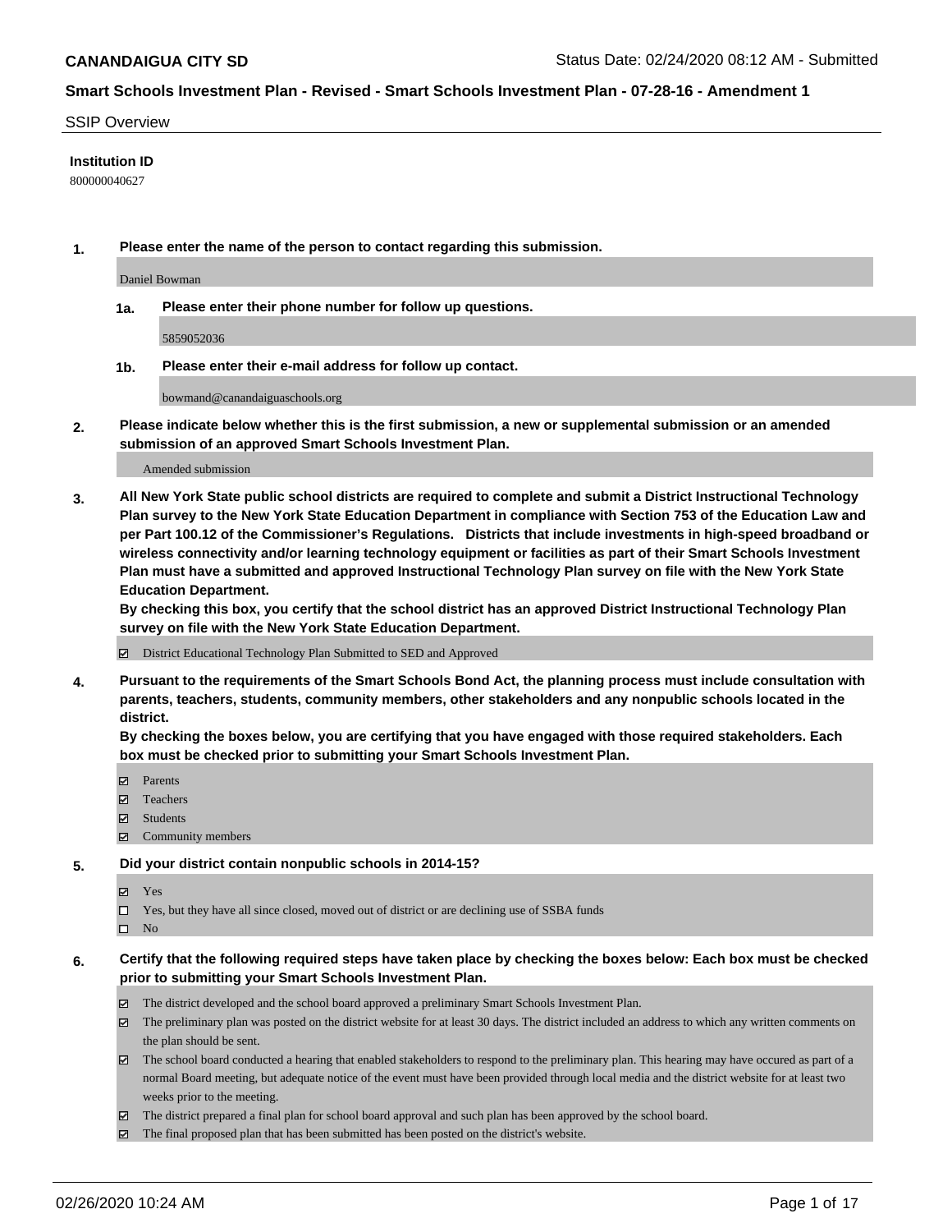**CANANDAIGUA CITY SD**

Status Date: 02/24/2020 08:12 AM - Submitted

## Smart Schools Investment Plan - Revised - Smart Schools Investment Plan - 07-28-16 - Amendment 1

SSIP Overview

**Institution ID**

800000040627

**1. Please enter the name of the person to contact regarding this submission.**

Daniel Bowman

**1a. Please enter their phone number for follow up questions.**

5859052036

**1b. Please enter their e-mail address for follow up contact.**

bowmand@canandaiguaschools.org

**2. Please indicate below whether this is the first submission, a new or supplemental submission or an amended submission of an approved Smart Schools Investment Plan.**

Amended submission

**3. All New York State public school districts are required to complete and submit a District Instructional Technology Plan survey to the New York State Education Department in compliance with Section 753 of the Education Law and per Part 100.12 of the Commissioner's Regulations. Districts that include investments in high-speed broadband or wireless connectivity and/or learning technology equipment or facilities as part of their Smart Schools Investment Plan must have a submitted and approved Instructional Technology Plan survey on file with the New York State Education Department.**
**By checking this box, you certify that the school district has an approved District Instructional Technology Plan survey on file with the New York State Education Department.**

☑ District Educational Technology Plan Submitted to SED and Approved

**4. Pursuant to the requirements of the Smart Schools Bond Act, the planning process must include consultation with parents, teachers, students, community members, other stakeholders and any nonpublic schools located in the district.**
**By checking the boxes below, you are certifying that you have engaged with those required stakeholders. Each box must be checked prior to submitting your Smart Schools Investment Plan.**

☑ Parents
☑ Teachers
☑ Students
☑ Community members

**5. Did your district contain nonpublic schools in 2014-15?**

☑ Yes
☐ Yes, but they have all since closed, moved out of district or are declining use of SSBA funds
☐ No

**6. Certify that the following required steps have taken place by checking the boxes below: Each box must be checked prior to submitting your Smart Schools Investment Plan.**

☑ The district developed and the school board approved a preliminary Smart Schools Investment Plan.
☑ The preliminary plan was posted on the district website for at least 30 days. The district included an address to which any written comments on the plan should be sent.
☑ The school board conducted a hearing that enabled stakeholders to respond to the preliminary plan. This hearing may have occured as part of a normal Board meeting, but adequate notice of the event must have been provided through local media and the district website for at least two weeks prior to the meeting.
☑ The district prepared a final plan for school board approval and such plan has been approved by the school board.
☑ The final proposed plan that has been submitted has been posted on the district's website.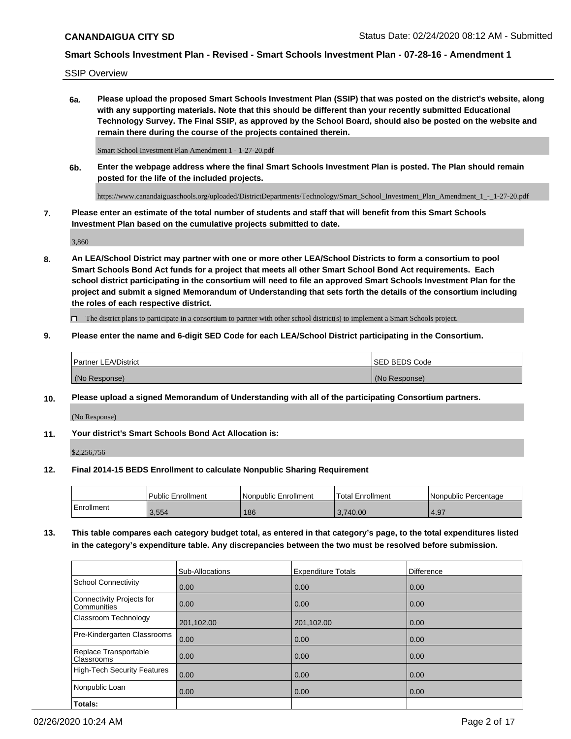**CANANDAIGUA CITY SD** Status Date: 02/24/2020 08:12 AM - Submitted

**Smart Schools Investment Plan - Revised - Smart Schools Investment Plan - 07-28-16 - Amendment 1**

SSIP Overview

**6a. Please upload the proposed Smart Schools Investment Plan (SSIP) that was posted on the district's website, along with any supporting materials. Note that this should be different than your recently submitted Educational Technology Survey. The Final SSIP, as approved by the School Board, should also be posted on the website and remain there during the course of the projects contained therein.**

Smart School Investment Plan Amendment 1 - 1-27-20.pdf

**6b. Enter the webpage address where the final Smart Schools Investment Plan is posted. The Plan should remain posted for the life of the included projects.**

https://www.canandaiguaschools.org/uploaded/DistrictDepartments/Technology/Smart_School_Investment_Plan_Amendment_1_-_1-27-20.pdf

**7. Please enter an estimate of the total number of students and staff that will benefit from this Smart Schools Investment Plan based on the cumulative projects submitted to date.**

3,860

**8. An LEA/School District may partner with one or more other LEA/School Districts to form a consortium to pool Smart Schools Bond Act funds for a project that meets all other Smart School Bond Act requirements. Each school district participating in the consortium will need to file an approved Smart Schools Investment Plan for the project and submit a signed Memorandum of Understanding that sets forth the details of the consortium including the roles of each respective district.**

☐ The district plans to participate in a consortium to partner with other school district(s) to implement a Smart Schools project.

**9. Please enter the name and 6-digit SED Code for each LEA/School District participating in the Consortium.**

| Partner LEA/District | SED BEDS Code |
|---|---|
| (No Response) | (No Response) |

**10. Please upload a signed Memorandum of Understanding with all of the participating Consortium partners.**

(No Response)

**11. Your district's Smart Schools Bond Act Allocation is:**

$2,256,756

**12. Final 2014-15 BEDS Enrollment to calculate Nonpublic Sharing Requirement**

| | Public Enrollment | Nonpublic Enrollment | Total Enrollment | Nonpublic Percentage |
|---|---|---|---|---|
| Enrollment | 3,554 | 186 | 3,740.00 | 4.97 |

**13. This table compares each category budget total, as entered in that category's page, to the total expenditures listed in the category's expenditure table. Any discrepancies between the two must be resolved before submission.**

| | Sub-Allocations | Expenditure Totals | Difference |
|---|---|---|---|
| School Connectivity | 0.00 | 0.00 | 0.00 |
| Connectivity Projects for Communities | 0.00 | 0.00 | 0.00 |
| Classroom Technology | 201,102.00 | 201,102.00 | 0.00 |
| Pre-Kindergarten Classrooms | 0.00 | 0.00 | 0.00 |
| Replace Transportable Classrooms | 0.00 | 0.00 | 0.00 |
| High-Tech Security Features | 0.00 | 0.00 | 0.00 |
| Nonpublic Loan | 0.00 | 0.00 | 0.00 |
| **Totals:** | | | |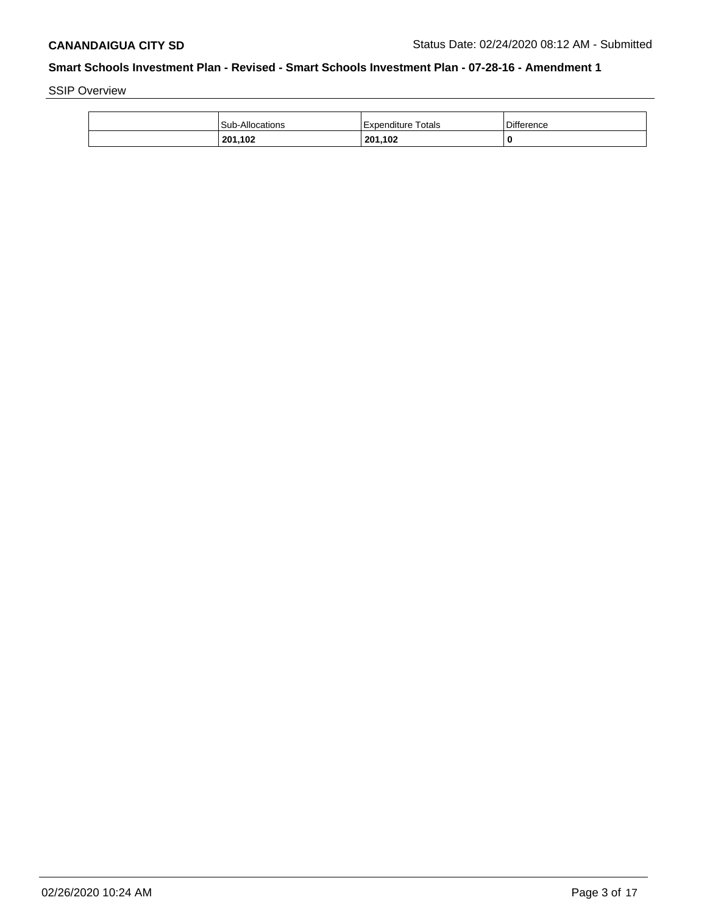SSIP Overview

| | Sub-Allocations | Expenditure Totals | Difference |
|---|---|---|---|
| | **201,102** | **201,102** | **0** |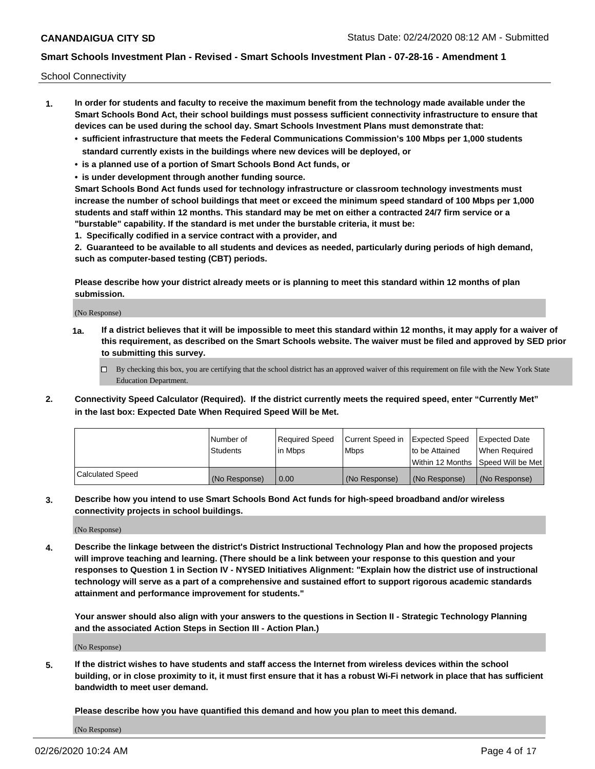School Connectivity

1. **In order for students and faculty to receive the maximum benefit from the technology made available under the Smart Schools Bond Act, their school buildings must possess sufficient connectivity infrastructure to ensure that devices can be used during the school day. Smart Schools Investment Plans must demonstrate that:**
   - **sufficient infrastructure that meets the Federal Communications Commission's 100 Mbps per 1,000 students standard currently exists in the buildings where new devices will be deployed, or**
   - **is a planned use of a portion of Smart Schools Bond Act funds, or**
   - **is under development through another funding source.**

   **Smart Schools Bond Act funds used for technology infrastructure or classroom technology investments must increase the number of school buildings that meet or exceed the minimum speed standard of 100 Mbps per 1,000 students and staff within 12 months. This standard may be met on either a contracted 24/7 firm service or a "burstable" capability. If the standard is met under the burstable criteria, it must be:**

   **1. Specifically codified in a service contract with a provider, and**

   **2. Guaranteed to be available to all students and devices as needed, particularly during periods of high demand, such as computer-based testing (CBT) periods.**

   **Please describe how your district already meets or is planning to meet this standard within 12 months of plan submission.**

   (No Response)

   **1a. If a district believes that it will be impossible to meet this standard within 12 months, it may apply for a waiver of this requirement, as described on the Smart Schools website. The waiver must be filed and approved by SED prior to submitting this survey.**

   ☐ By checking this box, you are certifying that the school district has an approved waiver of this requirement on file with the New York State Education Department.

2. **Connectivity Speed Calculator (Required). If the district currently meets the required speed, enter "Currently Met" in the last box: Expected Date When Required Speed Will be Met.**

| | Number of Students | Required Speed in Mbps | Current Speed in Mbps | Expected Speed to be Attained Within 12 Months | Expected Date When Required Speed Will be Met |
|---|---|---|---|---|---|
| Calculated Speed | (No Response) | 0.00 | (No Response) | (No Response) | (No Response) |

3. **Describe how you intend to use Smart Schools Bond Act funds for high-speed broadband and/or wireless connectivity projects in school buildings.**

   (No Response)

4. **Describe the linkage between the district's District Instructional Technology Plan and how the proposed projects will improve teaching and learning. (There should be a link between your response to this question and your responses to Question 1 in Section IV - NYSED Initiatives Alignment: "Explain how the district use of instructional technology will serve as a part of a comprehensive and sustained effort to support rigorous academic standards attainment and performance improvement for students."**

   **Your answer should also align with your answers to the questions in Section II - Strategic Technology Planning and the associated Action Steps in Section III - Action Plan.)**

   (No Response)

5. **If the district wishes to have students and staff access the Internet from wireless devices within the school building, or in close proximity to it, it must first ensure that it has a robust Wi-Fi network in place that has sufficient bandwidth to meet user demand.**

   **Please describe how you have quantified this demand and how you plan to meet this demand.**

   (No Response)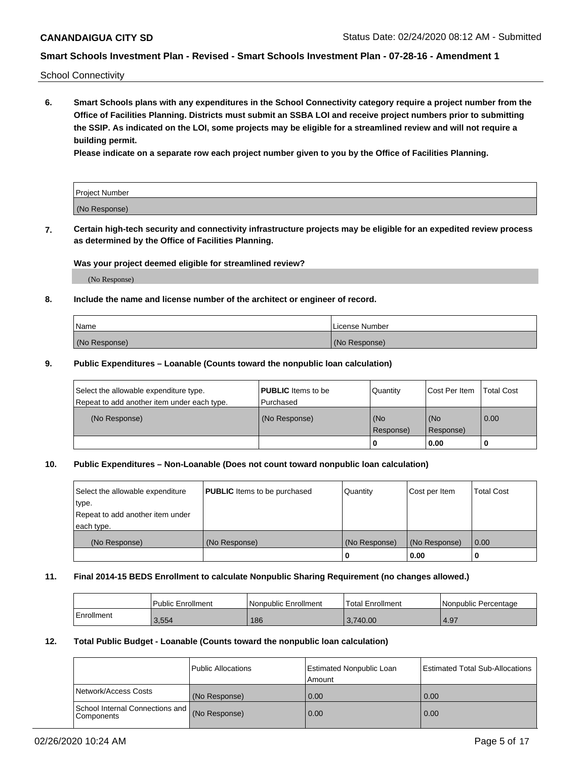School Connectivity

**6. Smart Schools plans with any expenditures in the School Connectivity category require a project number from the Office of Facilities Planning. Districts must submit an SSBA LOI and receive project numbers prior to submitting the SSIP. As indicated on the LOI, some projects may be eligible for a streamlined review and will not require a building permit.**

**Please indicate on a separate row each project number given to you by the Office of Facilities Planning.**

| Project Number |
| --- |
| (No Response) |

**7. Certain high-tech security and connectivity infrastructure projects may be eligible for an expedited review process as determined by the Office of Facilities Planning.**

**Was your project deemed eligible for streamlined review?**

(No Response)

**8. Include the name and license number of the architect or engineer of record.**

| Name | License Number |
| --- | --- |
| (No Response) | (No Response) |

**9. Public Expenditures – Loanable (Counts toward the nonpublic loan calculation)**

| Select the allowable expenditure type. Repeat to add another item under each type. | **PUBLIC** Items to be Purchased | Quantity | Cost Per Item | Total Cost |
| --- | --- | --- | --- | --- |
| (No Response) | (No Response) | (No Response) | (No Response) | 0.00 |
| | | 0 | 0.00 | 0 |

**10. Public Expenditures – Non-Loanable (Does not count toward nonpublic loan calculation)**

| Select the allowable expenditure type. Repeat to add another item under each type. | **PUBLIC** Items to be purchased | Quantity | Cost per Item | Total Cost |
| --- | --- | --- | --- | --- |
| (No Response) | (No Response) | (No Response) | (No Response) | 0.00 |
| | | 0 | 0.00 | 0 |

**11. Final 2014-15 BEDS Enrollment to calculate Nonpublic Sharing Requirement (no changes allowed.)**

| | Public Enrollment | Nonpublic Enrollment | Total Enrollment | Nonpublic Percentage |
| --- | --- | --- | --- | --- |
| Enrollment | 3,554 | 186 | 3,740.00 | 4.97 |

**12. Total Public Budget - Loanable (Counts toward the nonpublic loan calculation)**

| | Public Allocations | Estimated Nonpublic Loan Amount | Estimated Total Sub-Allocations |
| --- | --- | --- | --- |
| Network/Access Costs | (No Response) | 0.00 | 0.00 |
| School Internal Connections and Components | (No Response) | 0.00 | 0.00 |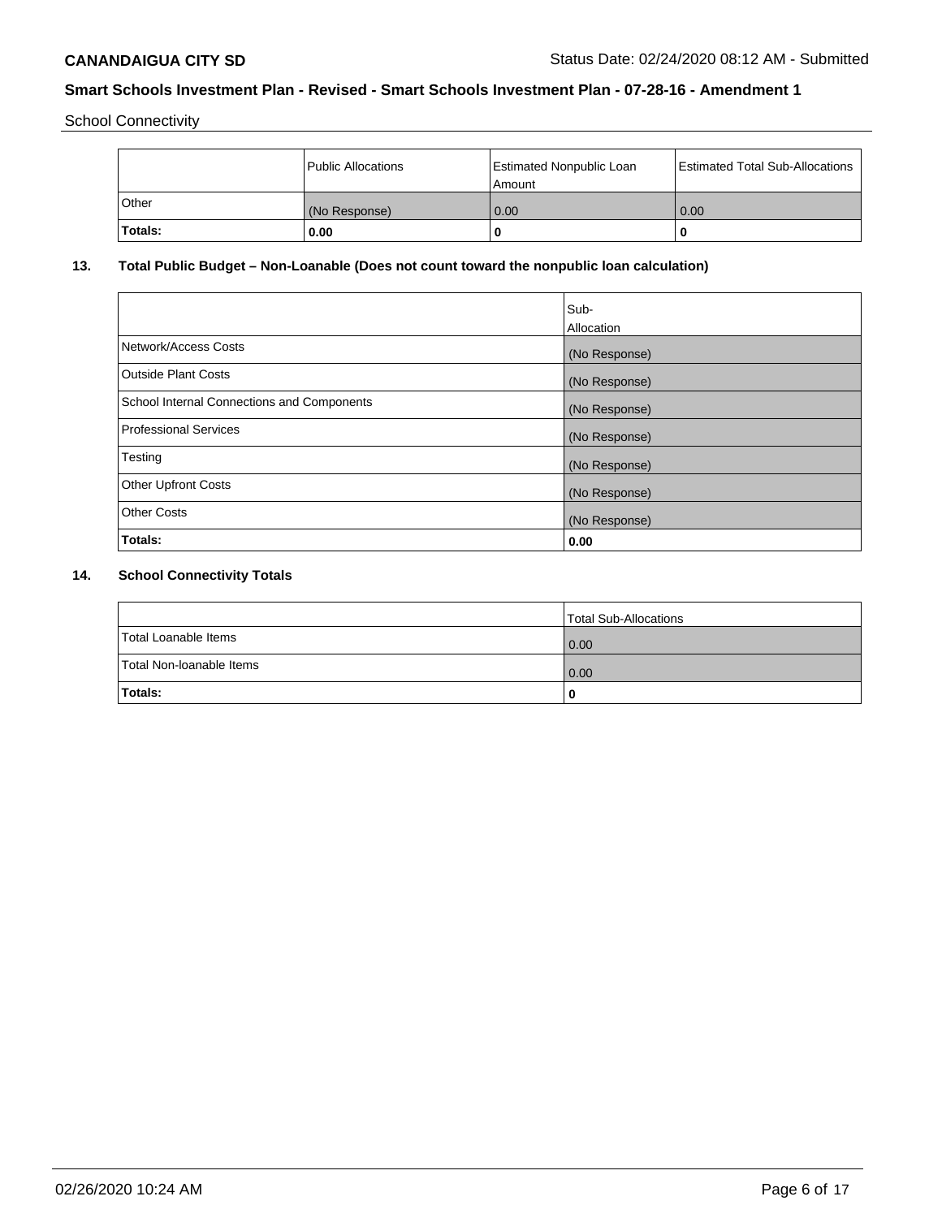School Connectivity

|  | Public Allocations | Estimated Nonpublic Loan Amount | Estimated Total Sub-Allocations |
| --- | --- | --- | --- |
| Other | (No Response) | 0.00 | 0.00 |
| **Totals:** | **0.00** | **0** | **0** |

## 13. Total Public Budget – Non-Loanable (Does not count toward the nonpublic loan calculation)

|  | Sub-Allocation |
| --- | --- |
| Network/Access Costs | (No Response) |
| Outside Plant Costs | (No Response) |
| School Internal Connections and Components | (No Response) |
| Professional Services | (No Response) |
| Testing | (No Response) |
| Other Upfront Costs | (No Response) |
| Other Costs | (No Response) |
| **Totals:** | **0.00** |

## 14. School Connectivity Totals

|  | Total Sub-Allocations |
| --- | --- |
| Total Loanable Items | 0.00 |
| Total Non-loanable Items | 0.00 |
| **Totals:** | **0** |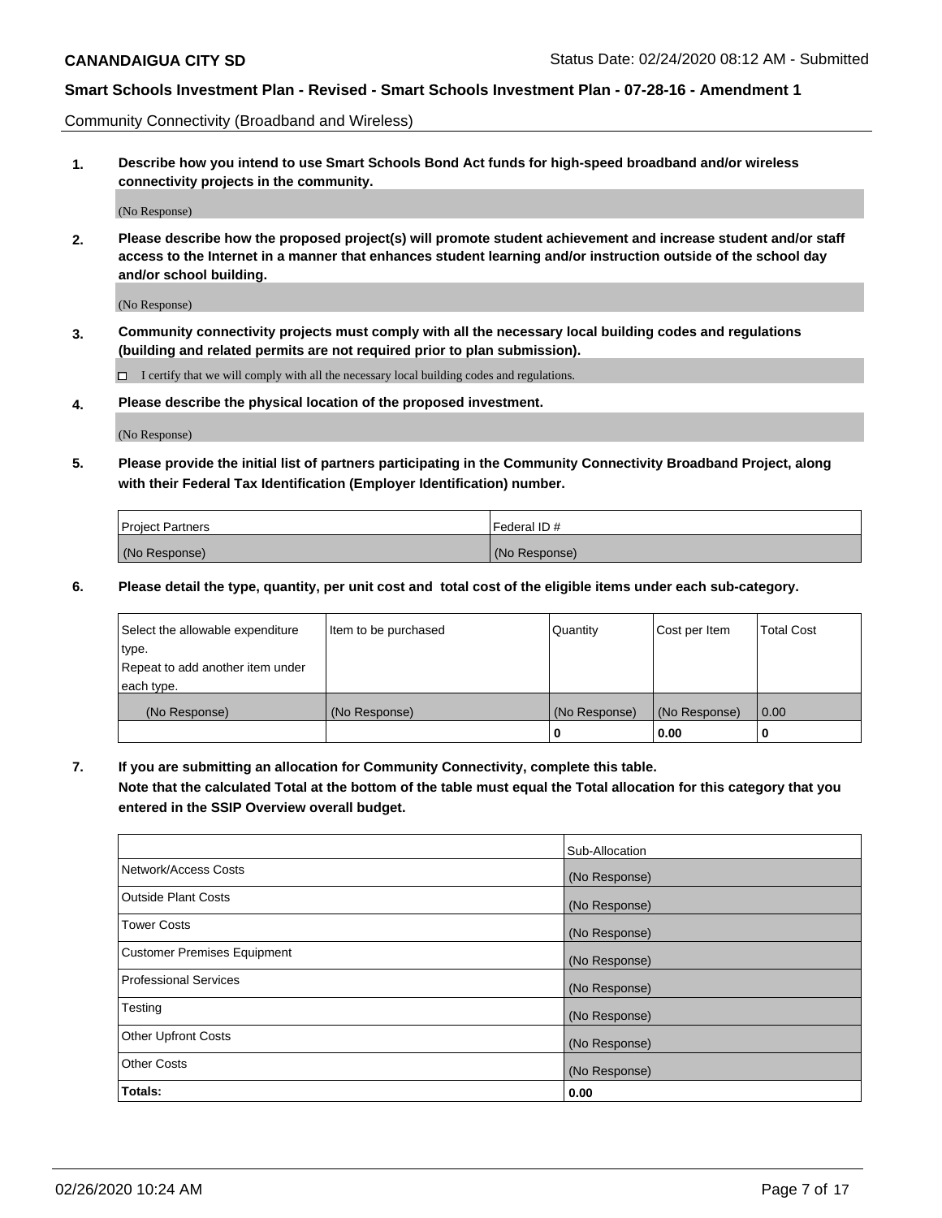Community Connectivity (Broadband and Wireless)

**1. Describe how you intend to use Smart Schools Bond Act funds for high-speed broadband and/or wireless connectivity projects in the community.**

(No Response)

**2. Please describe how the proposed project(s) will promote student achievement and increase student and/or staff access to the Internet in a manner that enhances student learning and/or instruction outside of the school day and/or school building.**

(No Response)

**3. Community connectivity projects must comply with all the necessary local building codes and regulations (building and related permits are not required prior to plan submission).**

☐ I certify that we will comply with all the necessary local building codes and regulations.

**4. Please describe the physical location of the proposed investment.**

(No Response)

**5. Please provide the initial list of partners participating in the Community Connectivity Broadband Project, along with their Federal Tax Identification (Employer Identification) number.**

| Project Partners | Federal ID # |
|---|---|
| (No Response) | (No Response) |

**6. Please detail the type, quantity, per unit cost and total cost of the eligible items under each sub-category.**

| Select the allowable expenditure type. Repeat to add another item under each type. | Item to be purchased | Quantity | Cost per Item | Total Cost |
|---|---|---|---|---|
| (No Response) | (No Response) | (No Response) | (No Response) | 0.00 |
| | | **0** | **0.00** | **0** |

**7. If you are submitting an allocation for Community Connectivity, complete this table. Note that the calculated Total at the bottom of the table must equal the Total allocation for this category that you entered in the SSIP Overview overall budget.**

| | Sub-Allocation |
|---|---|
| Network/Access Costs | (No Response) |
| Outside Plant Costs | (No Response) |
| Tower Costs | (No Response) |
| Customer Premises Equipment | (No Response) |
| Professional Services | (No Response) |
| Testing | (No Response) |
| Other Upfront Costs | (No Response) |
| Other Costs | (No Response) |
| **Totals:** | **0.00** |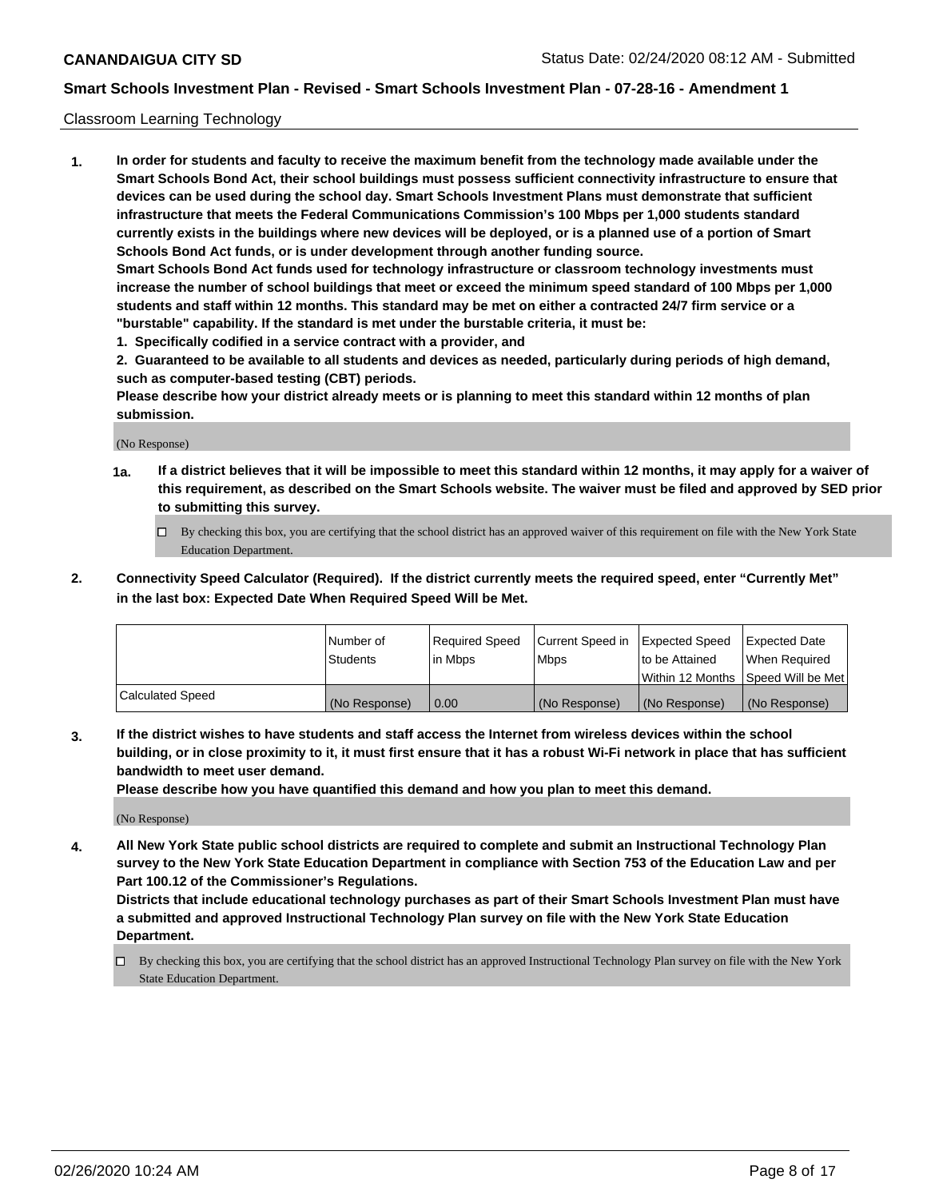Classroom Learning Technology

**1. In order for students and faculty to receive the maximum benefit from the technology made available under the Smart Schools Bond Act, their school buildings must possess sufficient connectivity infrastructure to ensure that devices can be used during the school day. Smart Schools Investment Plans must demonstrate that sufficient infrastructure that meets the Federal Communications Commission's 100 Mbps per 1,000 students standard currently exists in the buildings where new devices will be deployed, or is a planned use of a portion of Smart Schools Bond Act funds, or is under development through another funding source.**

**Smart Schools Bond Act funds used for technology infrastructure or classroom technology investments must increase the number of school buildings that meet or exceed the minimum speed standard of 100 Mbps per 1,000 students and staff within 12 months. This standard may be met on either a contracted 24/7 firm service or a "burstable" capability. If the standard is met under the burstable criteria, it must be:**

**1. Specifically codified in a service contract with a provider, and**

**2. Guaranteed to be available to all students and devices as needed, particularly during periods of high demand, such as computer-based testing (CBT) periods.**

**Please describe how your district already meets or is planning to meet this standard within 12 months of plan submission.**

(No Response)

**1a. If a district believes that it will be impossible to meet this standard within 12 months, it may apply for a waiver of this requirement, as described on the Smart Schools website. The waiver must be filed and approved by SED prior to submitting this survey.**

☐ By checking this box, you are certifying that the school district has an approved waiver of this requirement on file with the New York State Education Department.

**2. Connectivity Speed Calculator (Required). If the district currently meets the required speed, enter "Currently Met" in the last box: Expected Date When Required Speed Will be Met.**

| | Number of Students | Required Speed in Mbps | Current Speed in Mbps | Expected Speed to be Attained Within 12 Months | Expected Date When Required Speed Will be Met |
|---|---|---|---|---|---|
| Calculated Speed | (No Response) | 0.00 | (No Response) | (No Response) | (No Response) |

**3. If the district wishes to have students and staff access the Internet from wireless devices within the school building, or in close proximity to it, it must first ensure that it has a robust Wi-Fi network in place that has sufficient bandwidth to meet user demand.**

**Please describe how you have quantified this demand and how you plan to meet this demand.**

(No Response)

**4. All New York State public school districts are required to complete and submit an Instructional Technology Plan survey to the New York State Education Department in compliance with Section 753 of the Education Law and per Part 100.12 of the Commissioner's Regulations.**

**Districts that include educational technology purchases as part of their Smart Schools Investment Plan must have a submitted and approved Instructional Technology Plan survey on file with the New York State Education Department.**

☐ By checking this box, you are certifying that the school district has an approved Instructional Technology Plan survey on file with the New York State Education Department.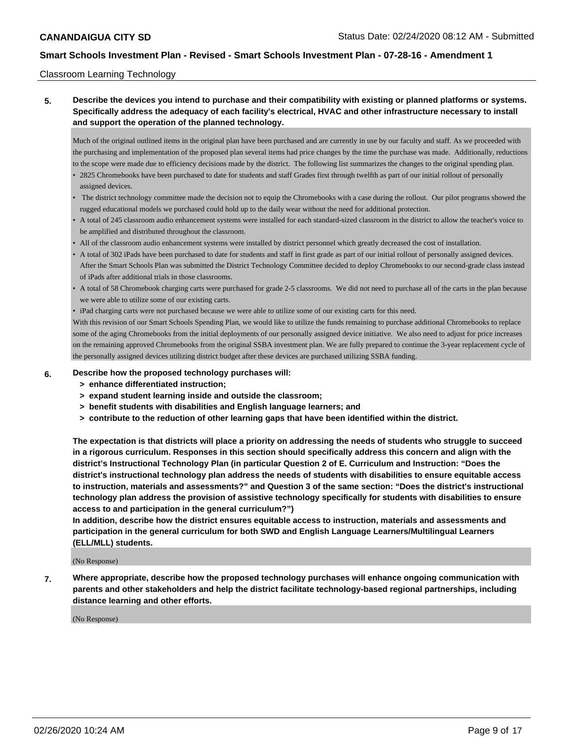## Classroom Learning Technology

**5. Describe the devices you intend to purchase and their compatibility with existing or planned platforms or systems. Specifically address the adequacy of each facility's electrical, HVAC and other infrastructure necessary to install and support the operation of the planned technology.**

Much of the original outlined items in the original plan have been purchased and are currently in use by our faculty and staff. As we proceeded with the purchasing and implementation of the proposed plan several items had price changes by the time the purchase was made. Additionally, reductions to the scope were made due to efficiency decisions made by the district. The following list summarizes the changes to the original spending plan.

- 2825 Chromebooks have been purchased to date for students and staff Grades first through twelfth as part of our initial rollout of personally assigned devices.
- The district technology committee made the decision not to equip the Chromebooks with a case during the rollout. Our pilot programs showed the rugged educational models we purchased could hold up to the daily wear without the need for additional protection.
- A total of 245 classroom audio enhancement systems were installed for each standard-sized classroom in the district to allow the teacher's voice to be amplified and distributed throughout the classroom.
- All of the classroom audio enhancement systems were installed by district personnel which greatly decreased the cost of installation.
- A total of 302 iPads have been purchased to date for students and staff in first grade as part of our initial rollout of personally assigned devices. After the Smart Schools Plan was submitted the District Technology Committee decided to deploy Chromebooks to our second-grade class instead of iPads after additional trials in those classrooms.
- A total of 58 Chromebook charging carts were purchased for grade 2-5 classrooms. We did not need to purchase all of the carts in the plan because we were able to utilize some of our existing carts.
- iPad charging carts were not purchased because we were able to utilize some of our existing carts for this need.

With this revision of our Smart Schools Spending Plan, we would like to utilize the funds remaining to purchase additional Chromebooks to replace some of the aging Chromebooks from the initial deployments of our personally assigned device initiative. We also need to adjust for price increases on the remaining approved Chromebooks from the original SSBA investment plan. We are fully prepared to continue the 3-year replacement cycle of the personally assigned devices utilizing district budget after these devices are purchased utilizing SSBA funding.

**6. Describe how the proposed technology purchases will:**
- **> enhance differentiated instruction;**
- **> expand student learning inside and outside the classroom;**
- **> benefit students with disabilities and English language learners; and**
- **> contribute to the reduction of other learning gaps that have been identified within the district.**

**The expectation is that districts will place a priority on addressing the needs of students who struggle to succeed in a rigorous curriculum. Responses in this section should specifically address this concern and align with the district's Instructional Technology Plan (in particular Question 2 of E. Curriculum and Instruction: "Does the district's instructional technology plan address the needs of students with disabilities to ensure equitable access to instruction, materials and assessments?" and Question 3 of the same section: "Does the district's instructional technology plan address the provision of assistive technology specifically for students with disabilities to ensure access to and participation in the general curriculum?")**

**In addition, describe how the district ensures equitable access to instruction, materials and assessments and participation in the general curriculum for both SWD and English Language Learners/Multilingual Learners (ELL/MLL) students.**

(No Response)

**7. Where appropriate, describe how the proposed technology purchases will enhance ongoing communication with parents and other stakeholders and help the district facilitate technology-based regional partnerships, including distance learning and other efforts.**

(No Response)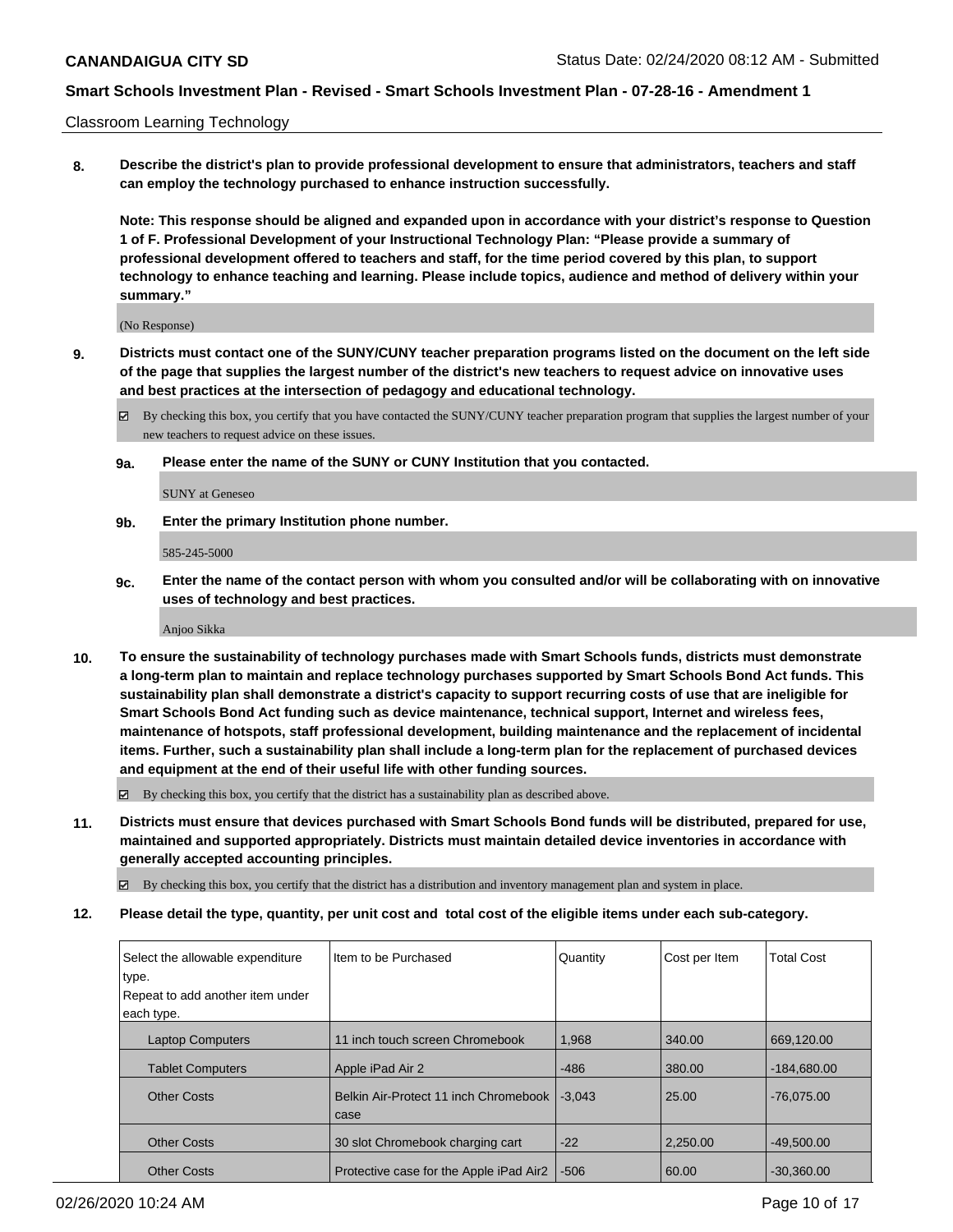Classroom Learning Technology

**8. Describe the district's plan to provide professional development to ensure that administrators, teachers and staff can employ the technology purchased to enhance instruction successfully.**

**Note: This response should be aligned and expanded upon in accordance with your district's response to Question 1 of F. Professional Development of your Instructional Technology Plan: "Please provide a summary of professional development offered to teachers and staff, for the time period covered by this plan, to support technology to enhance teaching and learning. Please include topics, audience and method of delivery within your summary."**

(No Response)

**9. Districts must contact one of the SUNY/CUNY teacher preparation programs listed on the document on the left side of the page that supplies the largest number of the district's new teachers to request advice on innovative uses and best practices at the intersection of pedagogy and educational technology.**

☑ By checking this box, you certify that you have contacted the SUNY/CUNY teacher preparation program that supplies the largest number of your new teachers to request advice on these issues.

**9a. Please enter the name of the SUNY or CUNY Institution that you contacted.**

SUNY at Geneseo

**9b. Enter the primary Institution phone number.**

585-245-5000

**9c. Enter the name of the contact person with whom you consulted and/or will be collaborating with on innovative uses of technology and best practices.**

Anjoo Sikka

**10. To ensure the sustainability of technology purchases made with Smart Schools funds, districts must demonstrate a long-term plan to maintain and replace technology purchases supported by Smart Schools Bond Act funds. This sustainability plan shall demonstrate a district's capacity to support recurring costs of use that are ineligible for Smart Schools Bond Act funding such as device maintenance, technical support, Internet and wireless fees, maintenance of hotspots, staff professional development, building maintenance and the replacement of incidental items. Further, such a sustainability plan shall include a long-term plan for the replacement of purchased devices and equipment at the end of their useful life with other funding sources.**

☑ By checking this box, you certify that the district has a sustainability plan as described above.

**11. Districts must ensure that devices purchased with Smart Schools Bond funds will be distributed, prepared for use, maintained and supported appropriately. Districts must maintain detailed device inventories in accordance with generally accepted accounting principles.**

☑ By checking this box, you certify that the district has a distribution and inventory management plan and system in place.

**12. Please detail the type, quantity, per unit cost and total cost of the eligible items under each sub-category.**

| Select the allowable expenditure type. Repeat to add another item under each type. | Item to be Purchased | Quantity | Cost per Item | Total Cost |
|---|---|---|---|---|
| Laptop Computers | 11 inch touch screen Chromebook | 1,968 | 340.00 | 669,120.00 |
| Tablet Computers | Apple iPad Air 2 | -486 | 380.00 | -184,680.00 |
| Other Costs | Belkin Air-Protect 11 inch Chromebook case | -3,043 | 25.00 | -76,075.00 |
| Other Costs | 30 slot Chromebook charging cart | -22 | 2,250.00 | -49,500.00 |
| Other Costs | Protective case for the Apple iPad Air2 | -506 | 60.00 | -30,360.00 |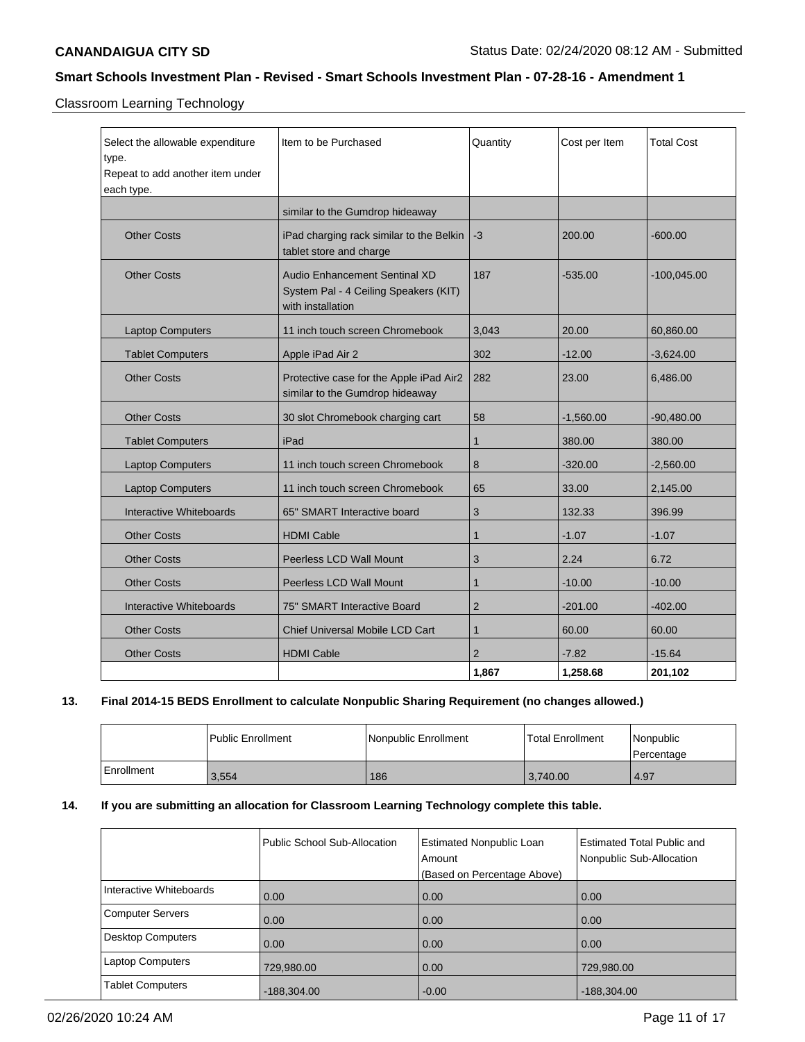## Smart Schools Investment Plan - Revised - Smart Schools Investment Plan - 07-28-16 - Amendment 1

Classroom Learning Technology

| Select the allowable expenditure type.<br>Repeat to add another item under each type. | Item to be Purchased | Quantity | Cost per Item | Total Cost |
|---|---|---|---|---|
| | similar to the Gumdrop hideaway | | | |
| Other Costs | iPad charging rack similar to the Belkin tablet store and charge | -3 | 200.00 | -600.00 |
| Other Costs | Audio Enhancement Sentinal XD System Pal - 4 Ceiling Speakers (KIT) with installation | 187 | -535.00 | -100,045.00 |
| Laptop Computers | 11 inch touch screen Chromebook | 3,043 | 20.00 | 60,860.00 |
| Tablet Computers | Apple iPad Air 2 | 302 | -12.00 | -3,624.00 |
| Other Costs | Protective case for the Apple iPad Air2 similar to the Gumdrop hideaway | 282 | 23.00 | 6,486.00 |
| Other Costs | 30 slot Chromebook charging cart | 58 | -1,560.00 | -90,480.00 |
| Tablet Computers | iPad | 1 | 380.00 | 380.00 |
| Laptop Computers | 11 inch touch screen Chromebook | 8 | -320.00 | -2,560.00 |
| Laptop Computers | 11 inch touch screen Chromebook | 65 | 33.00 | 2,145.00 |
| Interactive Whiteboards | 65" SMART Interactive board | 3 | 132.33 | 396.99 |
| Other Costs | HDMI Cable | 1 | -1.07 | -1.07 |
| Other Costs | Peerless LCD Wall Mount | 3 | 2.24 | 6.72 |
| Other Costs | Peerless LCD Wall Mount | 1 | -10.00 | -10.00 |
| Interactive Whiteboards | 75" SMART Interactive Board | 2 | -201.00 | -402.00 |
| Other Costs | Chief Universal Mobile LCD Cart | 1 | 60.00 | 60.00 |
| Other Costs | HDMI Cable | 2 | -7.82 | -15.64 |
| | | **1,867** | **1,258.68** | **201,102** |

**13. Final 2014-15 BEDS Enrollment to calculate Nonpublic Sharing Requirement (no changes allowed.)**

| | Public Enrollment | Nonpublic Enrollment | Total Enrollment | Nonpublic Percentage |
|---|---|---|---|---|
| Enrollment | 3,554 | 186 | 3,740.00 | 4.97 |

**14. If you are submitting an allocation for Classroom Learning Technology complete this table.**

| | Public School Sub-Allocation | Estimated Nonpublic Loan Amount<br>(Based on Percentage Above) | Estimated Total Public and Nonpublic Sub-Allocation |
|---|---|---|---|
| Interactive Whiteboards | 0.00 | 0.00 | 0.00 |
| Computer Servers | 0.00 | 0.00 | 0.00 |
| Desktop Computers | 0.00 | 0.00 | 0.00 |
| Laptop Computers | 729,980.00 | 0.00 | 729,980.00 |
| Tablet Computers | -188,304.00 | -0.00 | -188,304.00 |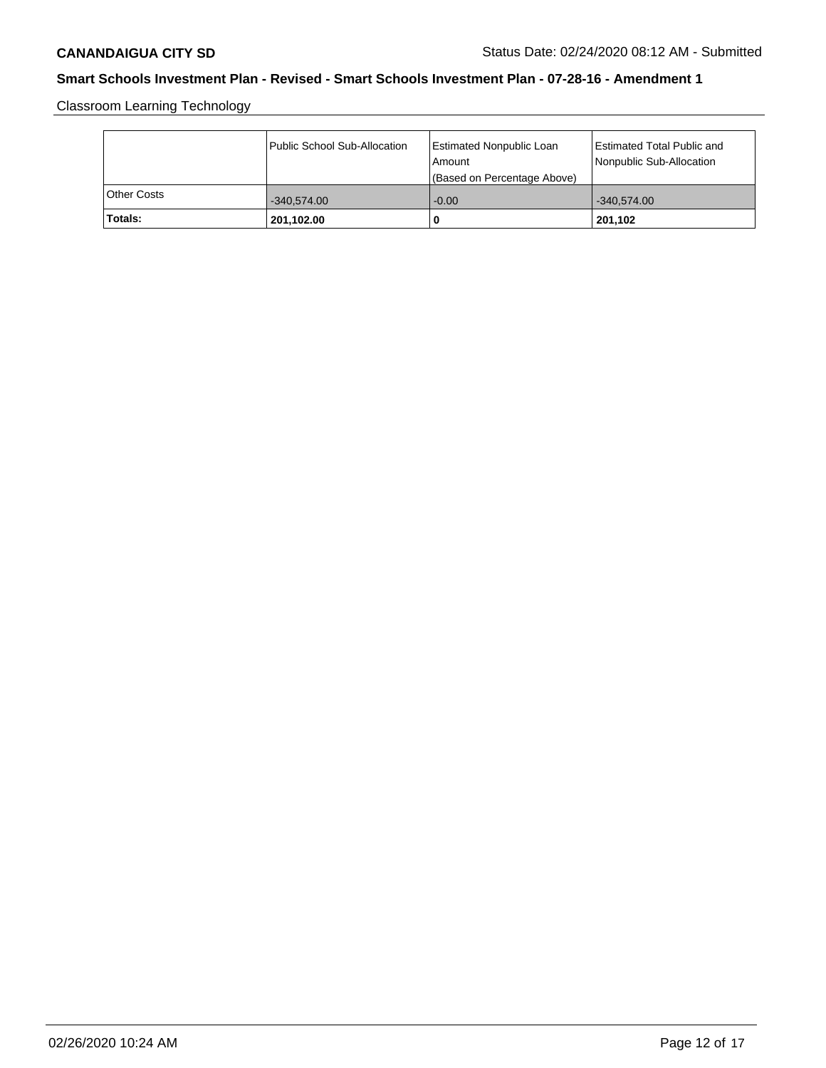Classroom Learning Technology

|  | Public School Sub-Allocation | Estimated Nonpublic Loan Amount (Based on Percentage Above) | Estimated Total Public and Nonpublic Sub-Allocation |
| --- | --- | --- | --- |
| Other Costs | -340,574.00 | -0.00 | -340,574.00 |
| **Totals:** | **201,102.00** | **0** | **201,102** |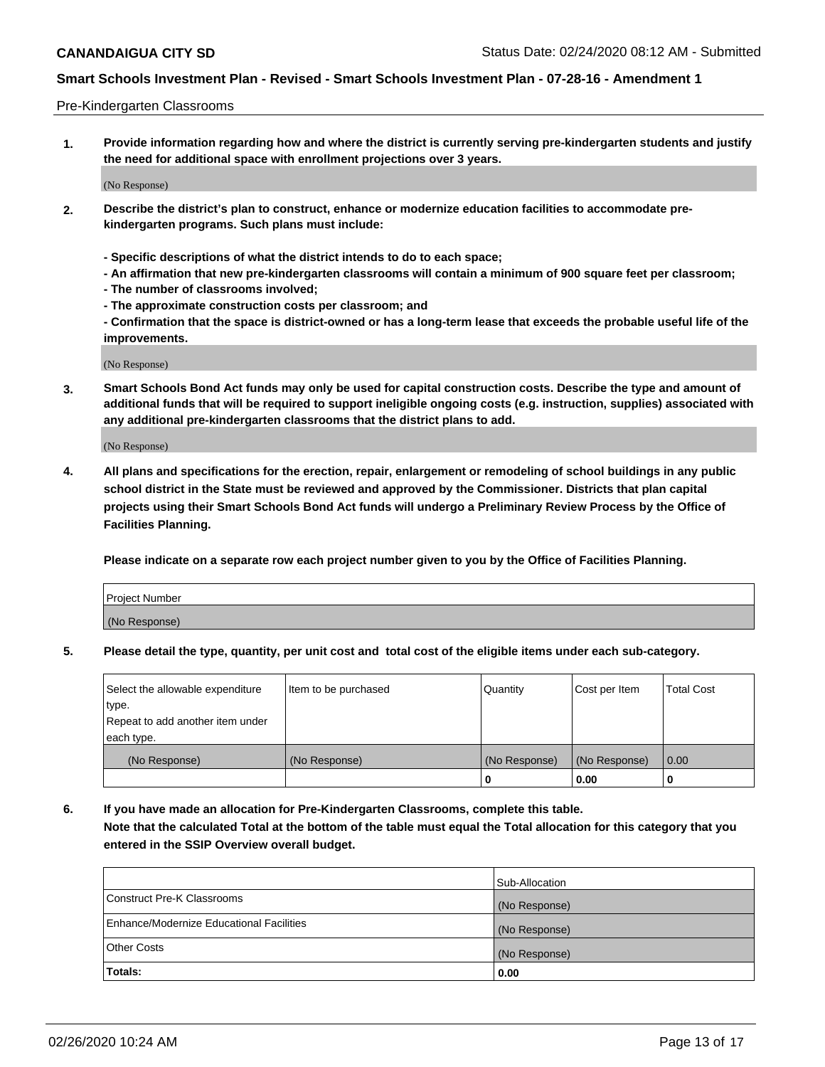Pre-Kindergarten Classrooms

**1. Provide information regarding how and where the district is currently serving pre-kindergarten students and justify the need for additional space with enrollment projections over 3 years.**

(No Response)

**2. Describe the district's plan to construct, enhance or modernize education facilities to accommodate pre-kindergarten programs. Such plans must include:**

**- Specific descriptions of what the district intends to do to each space;**
**- An affirmation that new pre-kindergarten classrooms will contain a minimum of 900 square feet per classroom;**
**- The number of classrooms involved;**
**- The approximate construction costs per classroom; and**
**- Confirmation that the space is district-owned or has a long-term lease that exceeds the probable useful life of the improvements.**

(No Response)

**3. Smart Schools Bond Act funds may only be used for capital construction costs. Describe the type and amount of additional funds that will be required to support ineligible ongoing costs (e.g. instruction, supplies) associated with any additional pre-kindergarten classrooms that the district plans to add.**

(No Response)

**4. All plans and specifications for the erection, repair, enlargement or remodeling of school buildings in any public school district in the State must be reviewed and approved by the Commissioner. Districts that plan capital projects using their Smart Schools Bond Act funds will undergo a Preliminary Review Process by the Office of Facilities Planning.**

**Please indicate on a separate row each project number given to you by the Office of Facilities Planning.**

| Project Number |
| --- |
| (No Response) |

**5. Please detail the type, quantity, per unit cost and total cost of the eligible items under each sub-category.**

| Select the allowable expenditure type. Repeat to add another item under each type. | Item to be purchased | Quantity | Cost per Item | Total Cost |
| --- | --- | --- | --- | --- |
| (No Response) | (No Response) | (No Response) | (No Response) | 0.00 |
| | | 0 | 0.00 | 0 |

**6. If you have made an allocation for Pre-Kindergarten Classrooms, complete this table. Note that the calculated Total at the bottom of the table must equal the Total allocation for this category that you entered in the SSIP Overview overall budget.**

| | Sub-Allocation |
| --- | --- |
| Construct Pre-K Classrooms | (No Response) |
| Enhance/Modernize Educational Facilities | (No Response) |
| Other Costs | (No Response) |
| **Totals:** | **0.00** |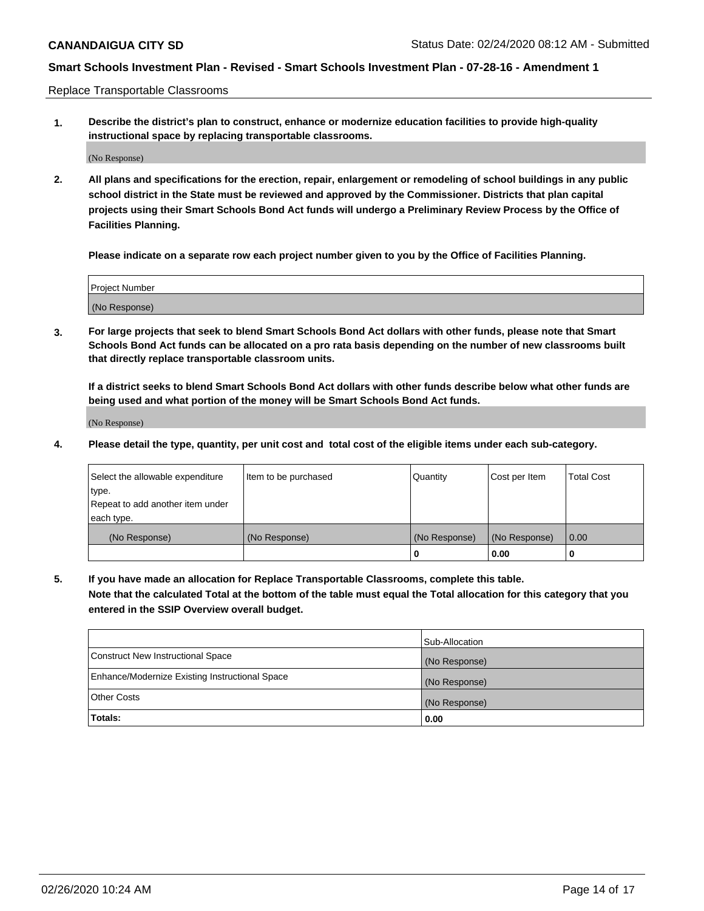Replace Transportable Classrooms

1. **Describe the district's plan to construct, enhance or modernize education facilities to provide high-quality instructional space by replacing transportable classrooms.**

(No Response)

2. **All plans and specifications for the erection, repair, enlargement or remodeling of school buildings in any public school district in the State must be reviewed and approved by the Commissioner. Districts that plan capital projects using their Smart Schools Bond Act funds will undergo a Preliminary Review Process by the Office of Facilities Planning.**

**Please indicate on a separate row each project number given to you by the Office of Facilities Planning.**

| Project Number |
| --- |
| (No Response) |

3. **For large projects that seek to blend Smart Schools Bond Act dollars with other funds, please note that Smart Schools Bond Act funds can be allocated on a pro rata basis depending on the number of new classrooms built that directly replace transportable classroom units.**

**If a district seeks to blend Smart Schools Bond Act dollars with other funds describe below what other funds are being used and what portion of the money will be Smart Schools Bond Act funds.**

(No Response)

4. **Please detail the type, quantity, per unit cost and total cost of the eligible items under each sub-category.**

| Select the allowable expenditure type. Repeat to add another item under each type. | Item to be purchased | Quantity | Cost per Item | Total Cost |
| --- | --- | --- | --- | --- |
| (No Response) | (No Response) | (No Response) | (No Response) | 0.00 |
| | | 0 | 0.00 | 0 |

5. **If you have made an allocation for Replace Transportable Classrooms, complete this table. Note that the calculated Total at the bottom of the table must equal the Total allocation for this category that you entered in the SSIP Overview overall budget.**

| | Sub-Allocation |
| --- | --- |
| Construct New Instructional Space | (No Response) |
| Enhance/Modernize Existing Instructional Space | (No Response) |
| Other Costs | (No Response) |
| **Totals:** | **0.00** |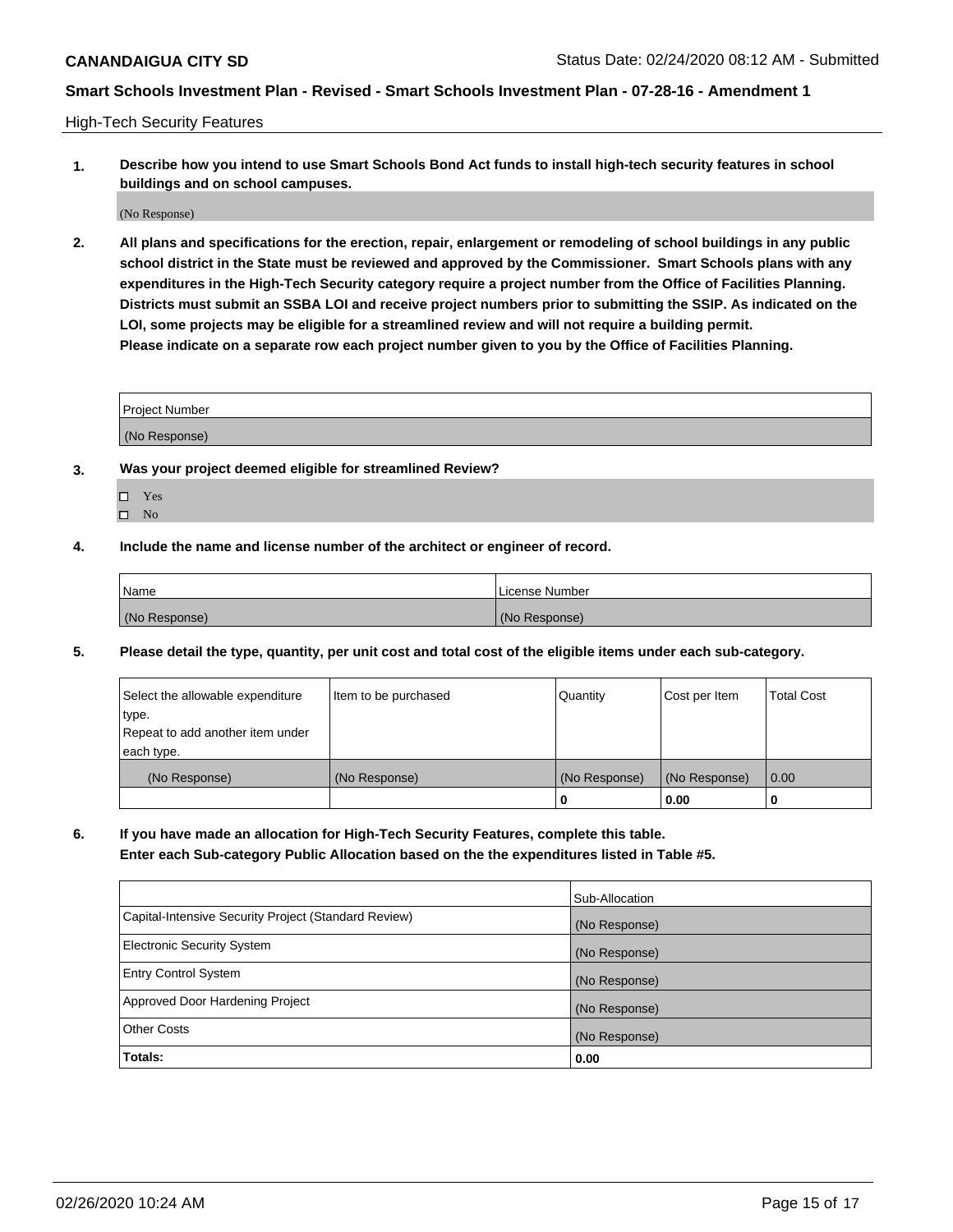High-Tech Security Features

**1. Describe how you intend to use Smart Schools Bond Act funds to install high-tech security features in school buildings and on school campuses.**

(No Response)

**2. All plans and specifications for the erection, repair, enlargement or remodeling of school buildings in any public school district in the State must be reviewed and approved by the Commissioner. Smart Schools plans with any expenditures in the High-Tech Security category require a project number from the Office of Facilities Planning. Districts must submit an SSBA LOI and receive project numbers prior to submitting the SSIP. As indicated on the LOI, some projects may be eligible for a streamlined review and will not require a building permit. Please indicate on a separate row each project number given to you by the Office of Facilities Planning.**

| Project Number |
| --- |
| (No Response) |

**3. Was your project deemed eligible for streamlined Review?**

- ☐ Yes
- ☐ No

**4. Include the name and license number of the architect or engineer of record.**

| Name | License Number |
| --- | --- |
| (No Response) | (No Response) |

**5. Please detail the type, quantity, per unit cost and total cost of the eligible items under each sub-category.**

| Select the allowable expenditure type. Repeat to add another item under each type. | Item to be purchased | Quantity | Cost per Item | Total Cost |
| --- | --- | --- | --- | --- |
| (No Response) | (No Response) | (No Response) | (No Response) | 0.00 |
| | | 0 | 0.00 | 0 |

**6. If you have made an allocation for High-Tech Security Features, complete this table. Enter each Sub-category Public Allocation based on the the expenditures listed in Table #5.**

| | Sub-Allocation |
| --- | --- |
| Capital-Intensive Security Project (Standard Review) | (No Response) |
| Electronic Security System | (No Response) |
| Entry Control System | (No Response) |
| Approved Door Hardening Project | (No Response) |
| Other Costs | (No Response) |
| **Totals:** | **0.00** |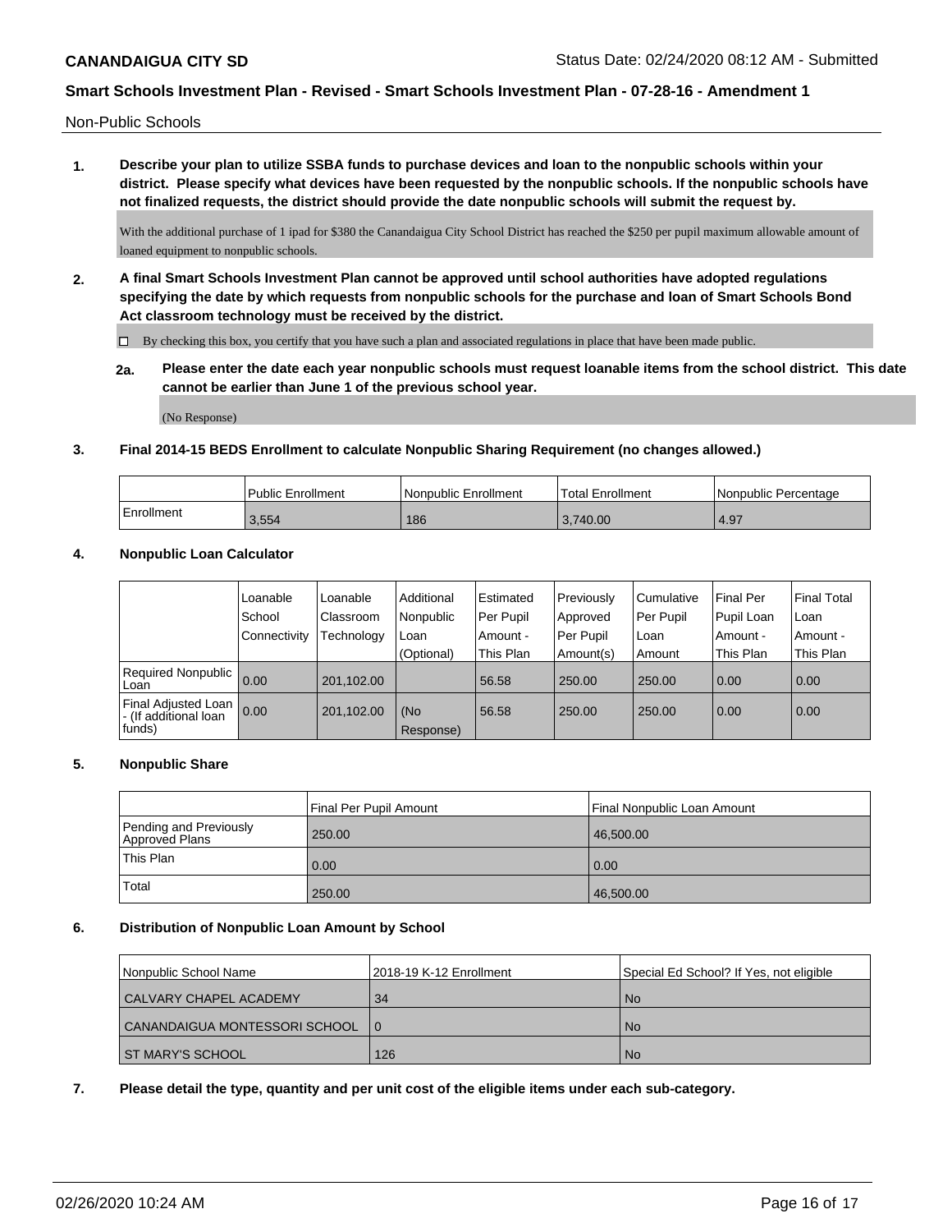Non-Public Schools

**1. Describe your plan to utilize SSBA funds to purchase devices and loan to the nonpublic schools within your district. Please specify what devices have been requested by the nonpublic schools. If the nonpublic schools have not finalized requests, the district should provide the date nonpublic schools will submit the request by.**

With the additional purchase of 1 ipad for $380 the Canandaigua City School District has reached the $250 per pupil maximum allowable amount of loaned equipment to nonpublic schools.

**2. A final Smart Schools Investment Plan cannot be approved until school authorities have adopted regulations specifying the date by which requests from nonpublic schools for the purchase and loan of Smart Schools Bond Act classroom technology must be received by the district.**

☐ By checking this box, you certify that you have such a plan and associated regulations in place that have been made public.

**2a. Please enter the date each year nonpublic schools must request loanable items from the school district. This date cannot be earlier than June 1 of the previous school year.**

(No Response)

**3. Final 2014-15 BEDS Enrollment to calculate Nonpublic Sharing Requirement (no changes allowed.)**

| | Public Enrollment | Nonpublic Enrollment | Total Enrollment | Nonpublic Percentage |
|---|---|---|---|---|
| Enrollment | 3,554 | 186 | 3,740.00 | 4.97 |

**4. Nonpublic Loan Calculator**

| | Loanable School Connectivity | Loanable Classroom Technology | Additional Nonpublic Loan (Optional) | Estimated Per Pupil Amount - This Plan | Previously Approved Per Pupil Amount(s) | Cumulative Per Pupil Loan Amount | Final Per Pupil Loan Amount - This Plan | Final Total Loan Amount - This Plan |
|---|---|---|---|---|---|---|---|---|
| Required Nonpublic Loan | 0.00 | 201,102.00 | | 56.58 | 250.00 | 250.00 | 0.00 | 0.00 |
| Final Adjusted Loan - (If additional loan funds) | 0.00 | 201,102.00 | (No Response) | 56.58 | 250.00 | 250.00 | 0.00 | 0.00 |

**5. Nonpublic Share**

| | Final Per Pupil Amount | Final Nonpublic Loan Amount |
|---|---|---|
| Pending and Previously Approved Plans | 250.00 | 46,500.00 |
| This Plan | 0.00 | 0.00 |
| Total | 250.00 | 46,500.00 |

**6. Distribution of Nonpublic Loan Amount by School**

| Nonpublic School Name | 2018-19 K-12 Enrollment | Special Ed School? If Yes, not eligible |
|---|---|---|
| CALVARY CHAPEL ACADEMY | 34 | No |
| CANANDAIGUA MONTESSORI SCHOOL | 0 | No |
| ST MARY'S SCHOOL | 126 | No |

**7. Please detail the type, quantity and per unit cost of the eligible items under each sub-category.**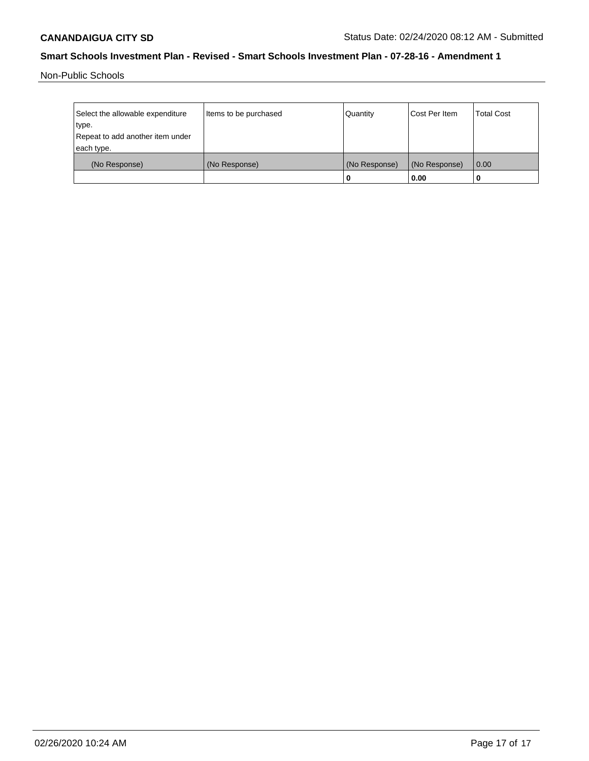Non-Public Schools

| Select the allowable expenditure type. Repeat to add another item under each type. | Items to be purchased | Quantity | Cost Per Item | Total Cost |
|---|---|---|---|---|
| (No Response) | (No Response) | (No Response) | (No Response) | 0.00 |
| | | **0** | **0.00** | **0** |